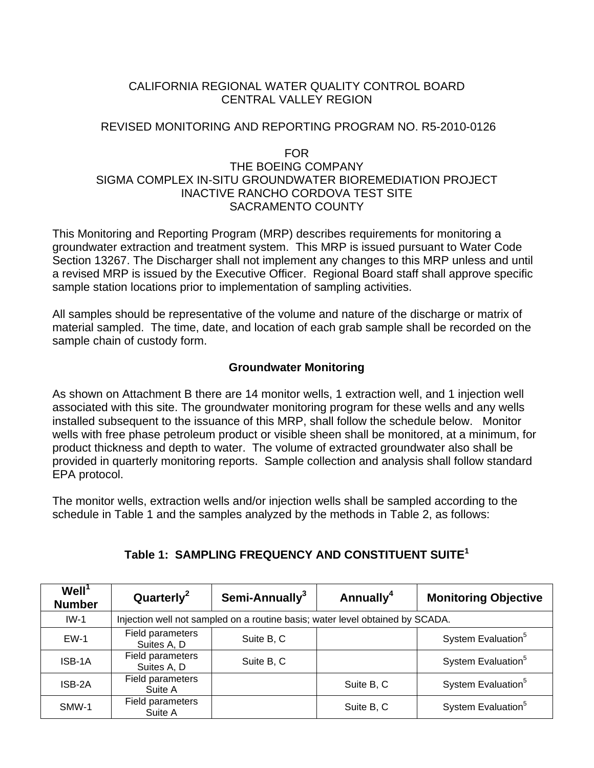CALIFORNIA REGIONAL WATER QUALITY CONTROL BOARD
CENTRAL VALLEY REGION

REVISED MONITORING AND REPORTING PROGRAM NO. R5-2010-0126

FOR
THE BOEING COMPANY
SIGMA COMPLEX IN-SITU GROUNDWATER BIOREMEDIATION PROJECT
INACTIVE RANCHO CORDOVA TEST SITE
SACRAMENTO COUNTY

This Monitoring and Reporting Program (MRP) describes requirements for monitoring a groundwater extraction and treatment system. This MRP is issued pursuant to Water Code Section 13267. The Discharger shall not implement any changes to this MRP unless and until a revised MRP is issued by the Executive Officer. Regional Board staff shall approve specific sample station locations prior to implementation of sampling activities.

All samples should be representative of the volume and nature of the discharge or matrix of material sampled. The time, date, and location of each grab sample shall be recorded on the sample chain of custody form.

## Groundwater Monitoring

As shown on Attachment B there are 14 monitor wells, 1 extraction well, and 1 injection well associated with this site. The groundwater monitoring program for these wells and any wells installed subsequent to the issuance of this MRP, shall follow the schedule below. Monitor wells with free phase petroleum product or visible sheen shall be monitored, at a minimum, for product thickness and depth to water. The volume of extracted groundwater also shall be provided in quarterly monitoring reports. Sample collection and analysis shall follow standard EPA protocol.

The monitor wells, extraction wells and/or injection wells shall be sampled according to the schedule in Table 1 and the samples analyzed by the methods in Table 2, as follows:

**Table 1: SAMPLING FREQUENCY AND CONSTITUENT SUITE[1]**

| Well[1] Number | Quarterly[2] | Semi-Annually[3] | Annually[4] | Monitoring Objective |
|---|---|---|---|---|
| IW-1 | Injection well not sampled on a routine basis; water level obtained by SCADA. | | | |
| EW-1 | Field parameters Suites A, D | Suite B, C | | System Evaluation[5] |
| ISB-1A | Field parameters Suites A, D | Suite B, C | | System Evaluation[5] |
| ISB-2A | Field parameters Suite A | | Suite B, C | System Evaluation[5] |
| SMW-1 | Field parameters Suite A | | Suite B, C | System Evaluation[5] |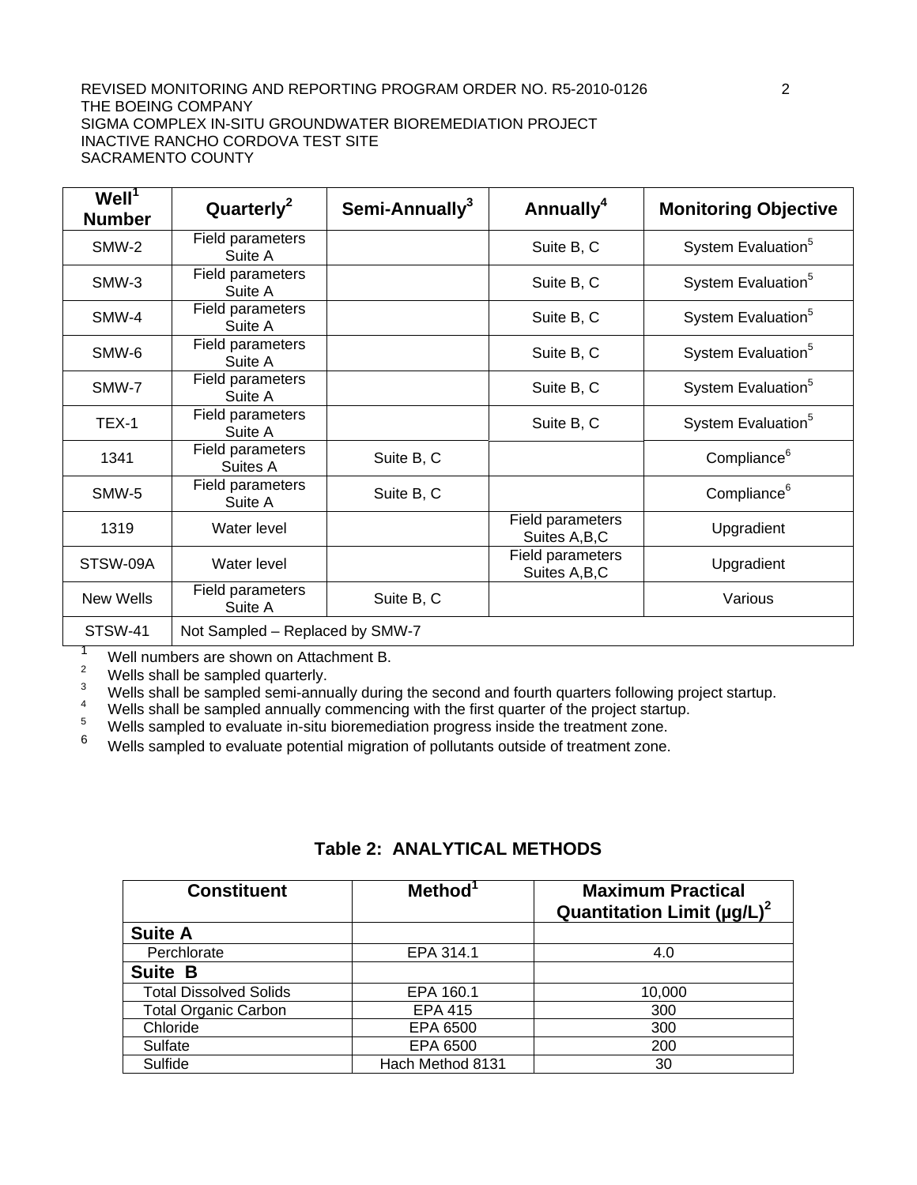| Well[1] Number | Quarterly[2] | Semi-Annually[3] | Annually[4] | Monitoring Objective |
|---|---|---|---|---|
| SMW-2 | Field parameters Suite A | | Suite B, C | System Evaluation[5] |
| SMW-3 | Field parameters Suite A | | Suite B, C | System Evaluation[5] |
| SMW-4 | Field parameters Suite A | | Suite B, C | System Evaluation[5] |
| SMW-6 | Field parameters Suite A | | Suite B, C | System Evaluation[5] |
| SMW-7 | Field parameters Suite A | | Suite B, C | System Evaluation[5] |
| TEX-1 | Field parameters Suite A | | Suite B, C | System Evaluation[5] |
| 1341 | Field parameters Suites A | Suite B, C | | Compliance[6] |
| SMW-5 | Field parameters Suite A | Suite B, C | | Compliance[6] |
| 1319 | Water level | | Field parameters Suites A,B,C | Upgradient |
| STSW-09A | Water level | | Field parameters Suites A,B,C | Upgradient |
| New Wells | Field parameters Suite A | Suite B, C | | Various |
| STSW-41 | Not Sampled – Replaced by SMW-7 | | | |

[1] Well numbers are shown on Attachment B.
[2] Wells shall be sampled quarterly.
[3] Wells shall be sampled semi-annually during the second and fourth quarters following project startup.
[4] Wells shall be sampled annually commencing with the first quarter of the project startup.
[5] Wells sampled to evaluate in-situ bioremediation progress inside the treatment zone.
[6] Wells sampled to evaluate potential migration of pollutants outside of treatment zone.

### Table 2: ANALYTICAL METHODS

| Constituent | Method[1] | Maximum Practical Quantitation Limit (µg/L)[2] |
|---|---|---|
| **Suite A** | | |
| Perchlorate | EPA 314.1 | 4.0 |
| **Suite B** | | |
| Total Dissolved Solids | EPA 160.1 | 10,000 |
| Total Organic Carbon | EPA 415 | 300 |
| Chloride | EPA 6500 | 300 |
| Sulfate | EPA 6500 | 200 |
| Sulfide | Hach Method 8131 | 30 |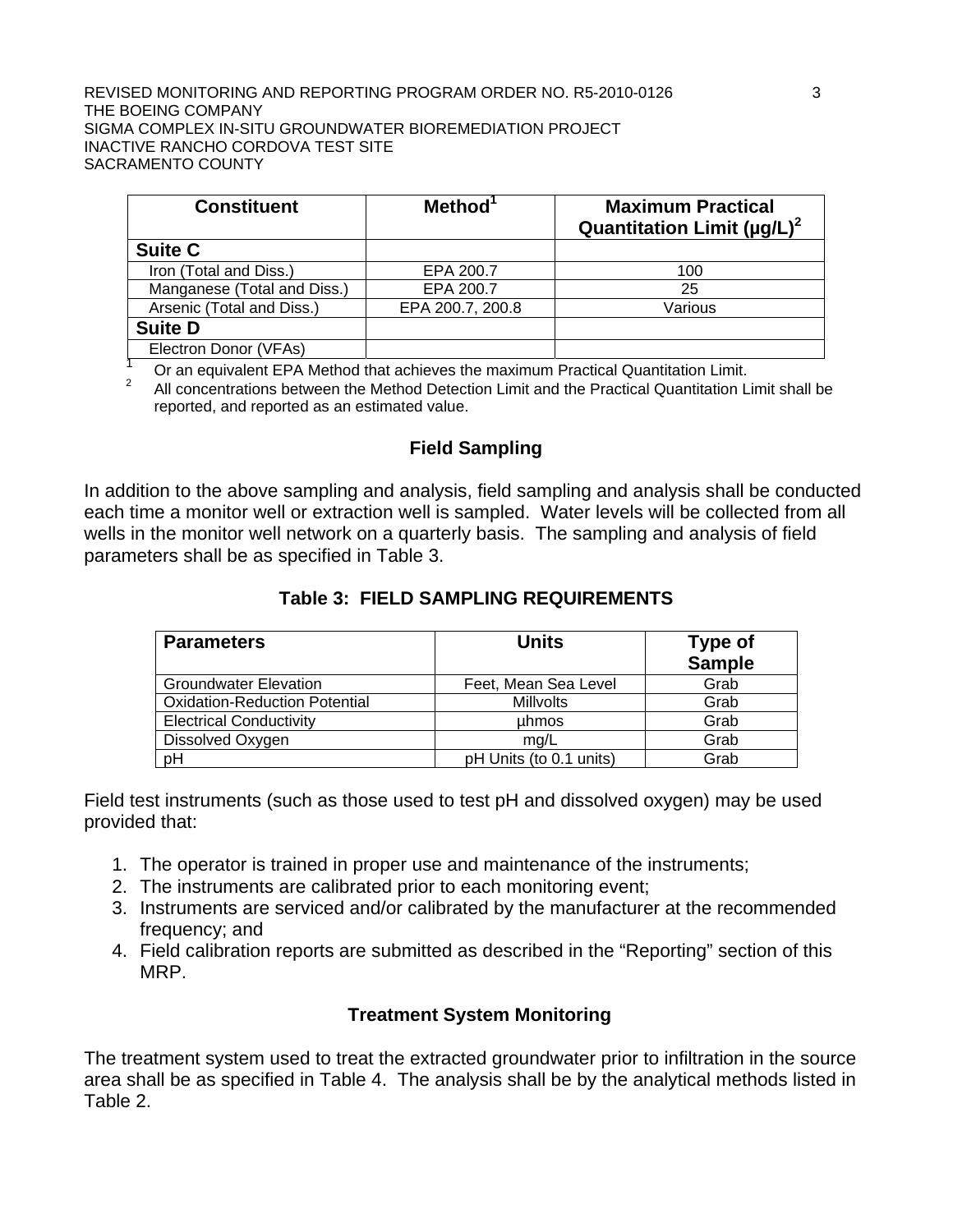| Constituent | Method[1] | Maximum Practical Quantitation Limit (µg/L)[2] |
|---|---|---|
| **Suite C** | | |
| Iron (Total and Diss.) | EPA 200.7 | 100 |
| Manganese (Total and Diss.) | EPA 200.7 | 25 |
| Arsenic (Total and Diss.) | EPA 200.7, 200.8 | Various |
| **Suite D** | | |
| Electron Donor (VFAs) | | |

[1] Or an equivalent EPA Method that achieves the maximum Practical Quantitation Limit.

[2] All concentrations between the Method Detection Limit and the Practical Quantitation Limit shall be reported, and reported as an estimated value.

## Field Sampling

In addition to the above sampling and analysis, field sampling and analysis shall be conducted each time a monitor well or extraction well is sampled. Water levels will be collected from all wells in the monitor well network on a quarterly basis. The sampling and analysis of field parameters shall be as specified in Table 3.

### Table 3: FIELD SAMPLING REQUIREMENTS

| Parameters | Units | Type of Sample |
|---|---|---|
| Groundwater Elevation | Feet, Mean Sea Level | Grab |
| Oxidation-Reduction Potential | Millvolts | Grab |
| Electrical Conductivity | µhmos | Grab |
| Dissolved Oxygen | mg/L | Grab |
| pH | pH Units (to 0.1 units) | Grab |

Field test instruments (such as those used to test pH and dissolved oxygen) may be used provided that:

1. The operator is trained in proper use and maintenance of the instruments;
2. The instruments are calibrated prior to each monitoring event;
3. Instruments are serviced and/or calibrated by the manufacturer at the recommended frequency; and
4. Field calibration reports are submitted as described in the "Reporting" section of this MRP.

## Treatment System Monitoring

The treatment system used to treat the extracted groundwater prior to infiltration in the source area shall be as specified in Table 4. The analysis shall be by the analytical methods listed in Table 2.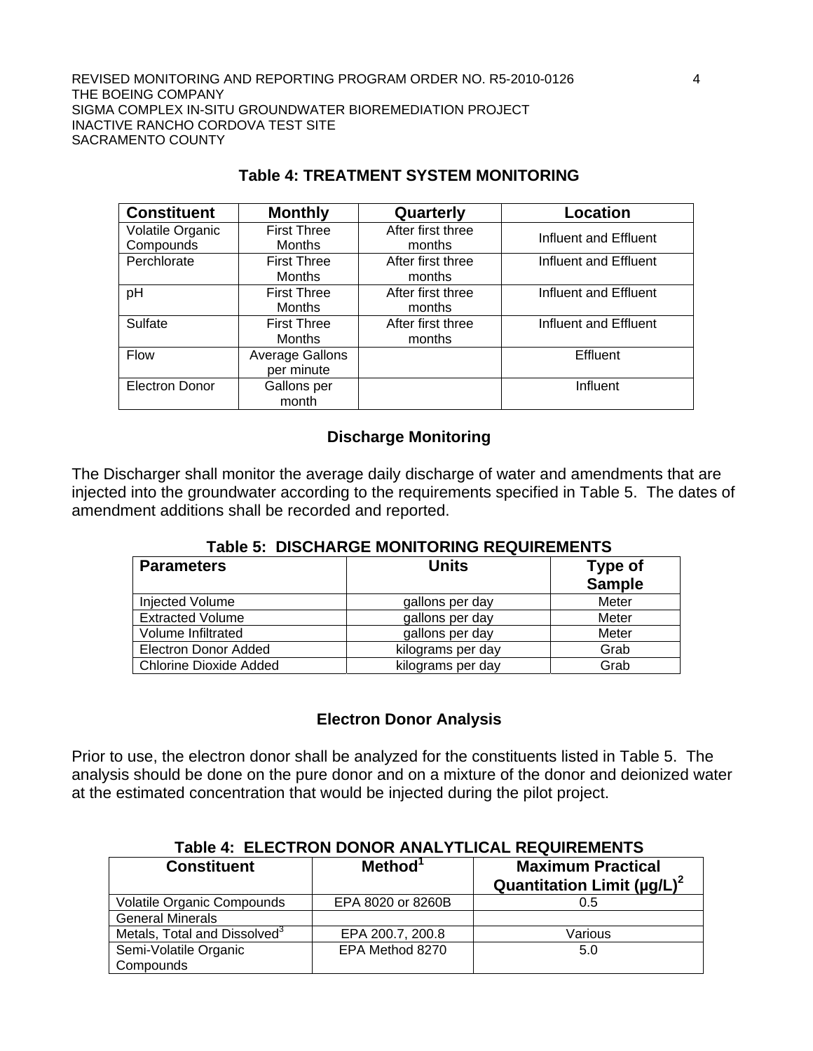**Table 4: TREATMENT SYSTEM MONITORING**

| Constituent | Monthly | Quarterly | Location |
|---|---|---|---|
| Volatile Organic Compounds | First Three Months | After first three months | Influent and Effluent |
| Perchlorate | First Three Months | After first three months | Influent and Effluent |
| pH | First Three Months | After first three months | Influent and Effluent |
| Sulfate | First Three Months | After first three months | Influent and Effluent |
| Flow | Average Gallons per minute | | Effluent |
| Electron Donor | Gallons per month | | Influent |

## Discharge Monitoring

The Discharger shall monitor the average daily discharge of water and amendments that are injected into the groundwater according to the requirements specified in Table 5. The dates of amendment additions shall be recorded and reported.

**Table 5: DISCHARGE MONITORING REQUIREMENTS**

| Parameters | Units | Type of Sample |
|---|---|---|
| Injected Volume | gallons per day | Meter |
| Extracted Volume | gallons per day | Meter |
| Volume Infiltrated | gallons per day | Meter |
| Electron Donor Added | kilograms per day | Grab |
| Chlorine Dioxide Added | kilograms per day | Grab |

## Electron Donor Analysis

Prior to use, the electron donor shall be analyzed for the constituents listed in Table 5. The analysis should be done on the pure donor and on a mixture of the donor and deionized water at the estimated concentration that would be injected during the pilot project.

**Table 4: ELECTRON DONOR ANALYTLICAL REQUIREMENTS**

| Constituent | Method[1] | Maximum Practical Quantitation Limit (µg/L)[2] |
|---|---|---|
| Volatile Organic Compounds | EPA 8020 or 8260B | 0.5 |
| General Minerals | | |
| Metals, Total and Dissolved[3] | EPA 200.7, 200.8 | Various |
| Semi-Volatile Organic Compounds | EPA Method 8270 | 5.0 |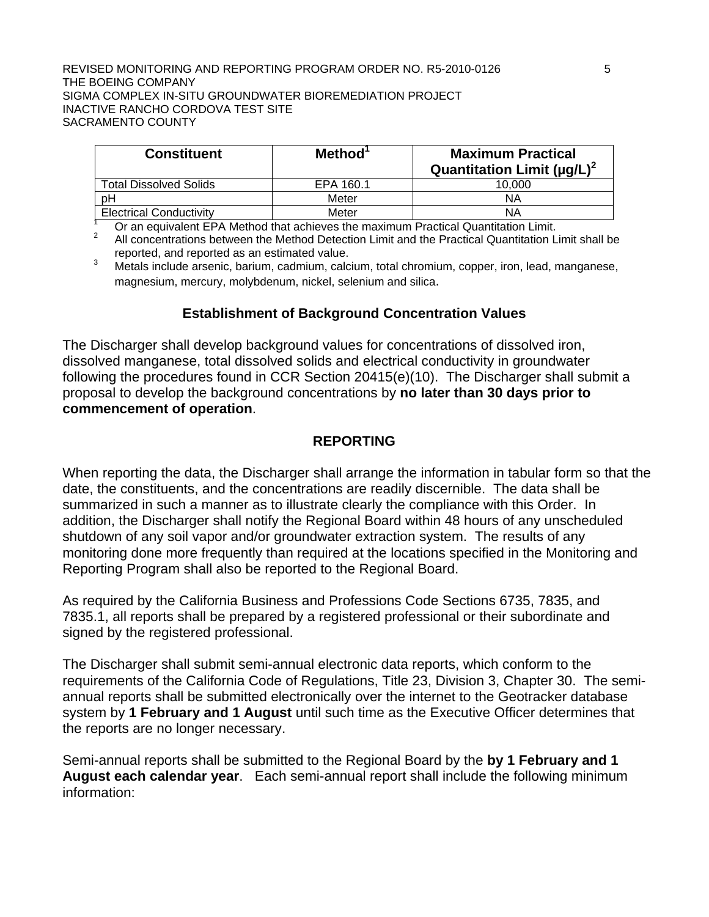| Constituent | Method[1] | Maximum Practical Quantitation Limit (μg/L)[2] |
|---|---|---|
| Total Dissolved Solids | EPA 160.1 | 10,000 |
| pH | Meter | NA |
| Electrical Conductivity | Meter | NA |

[1] Or an equivalent EPA Method that achieves the maximum Practical Quantitation Limit.

[2] All concentrations between the Method Detection Limit and the Practical Quantitation Limit shall be reported, and reported as an estimated value.

[3] Metals include arsenic, barium, cadmium, calcium, total chromium, copper, iron, lead, manganese, magnesium, mercury, molybdenum, nickel, selenium and silica.

### Establishment of Background Concentration Values

The Discharger shall develop background values for concentrations of dissolved iron, dissolved manganese, total dissolved solids and electrical conductivity in groundwater following the procedures found in CCR Section 20415(e)(10). The Discharger shall submit a proposal to develop the background concentrations by **no later than 30 days prior to commencement of operation**.

## REPORTING

When reporting the data, the Discharger shall arrange the information in tabular form so that the date, the constituents, and the concentrations are readily discernible. The data shall be summarized in such a manner as to illustrate clearly the compliance with this Order. In addition, the Discharger shall notify the Regional Board within 48 hours of any unscheduled shutdown of any soil vapor and/or groundwater extraction system. The results of any monitoring done more frequently than required at the locations specified in the Monitoring and Reporting Program shall also be reported to the Regional Board.

As required by the California Business and Professions Code Sections 6735, 7835, and 7835.1, all reports shall be prepared by a registered professional or their subordinate and signed by the registered professional.

The Discharger shall submit semi-annual electronic data reports, which conform to the requirements of the California Code of Regulations, Title 23, Division 3, Chapter 30. The semi-annual reports shall be submitted electronically over the internet to the Geotracker database system by **1 February and 1 August** until such time as the Executive Officer determines that the reports are no longer necessary.

Semi-annual reports shall be submitted to the Regional Board by the **by 1 February and 1 August each calendar year**. Each semi-annual report shall include the following minimum information: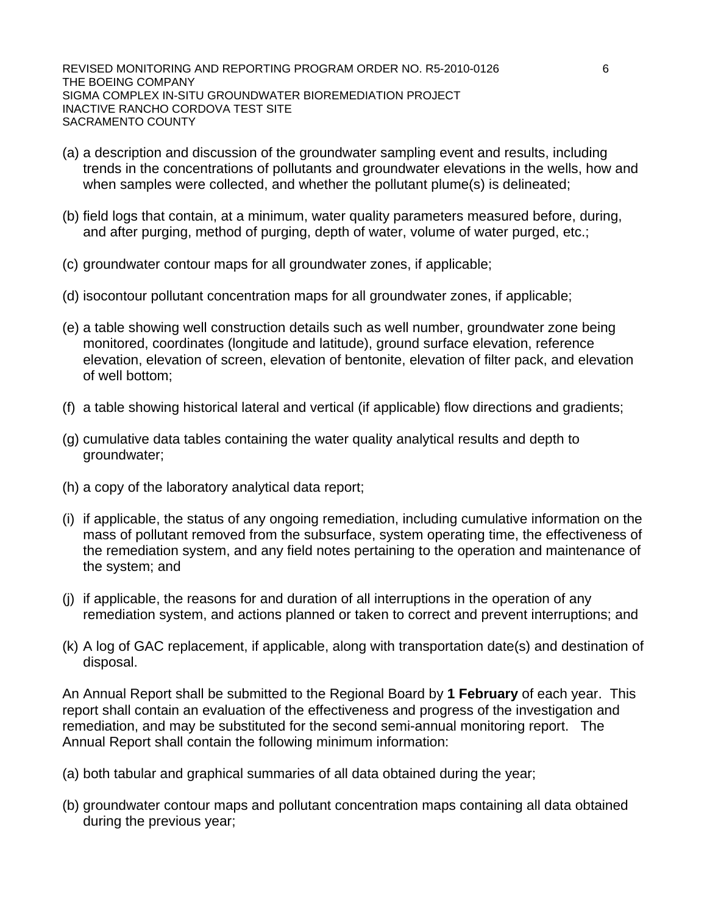(a) a description and discussion of the groundwater sampling event and results, including trends in the concentrations of pollutants and groundwater elevations in the wells, how and when samples were collected, and whether the pollutant plume(s) is delineated;

(b) field logs that contain, at a minimum, water quality parameters measured before, during, and after purging, method of purging, depth of water, volume of water purged, etc.;

(c) groundwater contour maps for all groundwater zones, if applicable;

(d) isocontour pollutant concentration maps for all groundwater zones, if applicable;

(e) a table showing well construction details such as well number, groundwater zone being monitored, coordinates (longitude and latitude), ground surface elevation, reference elevation, elevation of screen, elevation of bentonite, elevation of filter pack, and elevation of well bottom;

(f) a table showing historical lateral and vertical (if applicable) flow directions and gradients;

(g) cumulative data tables containing the water quality analytical results and depth to groundwater;

(h) a copy of the laboratory analytical data report;

(i) if applicable, the status of any ongoing remediation, including cumulative information on the mass of pollutant removed from the subsurface, system operating time, the effectiveness of the remediation system, and any field notes pertaining to the operation and maintenance of the system; and

(j) if applicable, the reasons for and duration of all interruptions in the operation of any remediation system, and actions planned or taken to correct and prevent interruptions; and

(k) A log of GAC replacement, if applicable, along with transportation date(s) and destination of disposal.

An Annual Report shall be submitted to the Regional Board by **1 February** of each year. This report shall contain an evaluation of the effectiveness and progress of the investigation and remediation, and may be substituted for the second semi-annual monitoring report. The Annual Report shall contain the following minimum information:

(a) both tabular and graphical summaries of all data obtained during the year;

(b) groundwater contour maps and pollutant concentration maps containing all data obtained during the previous year;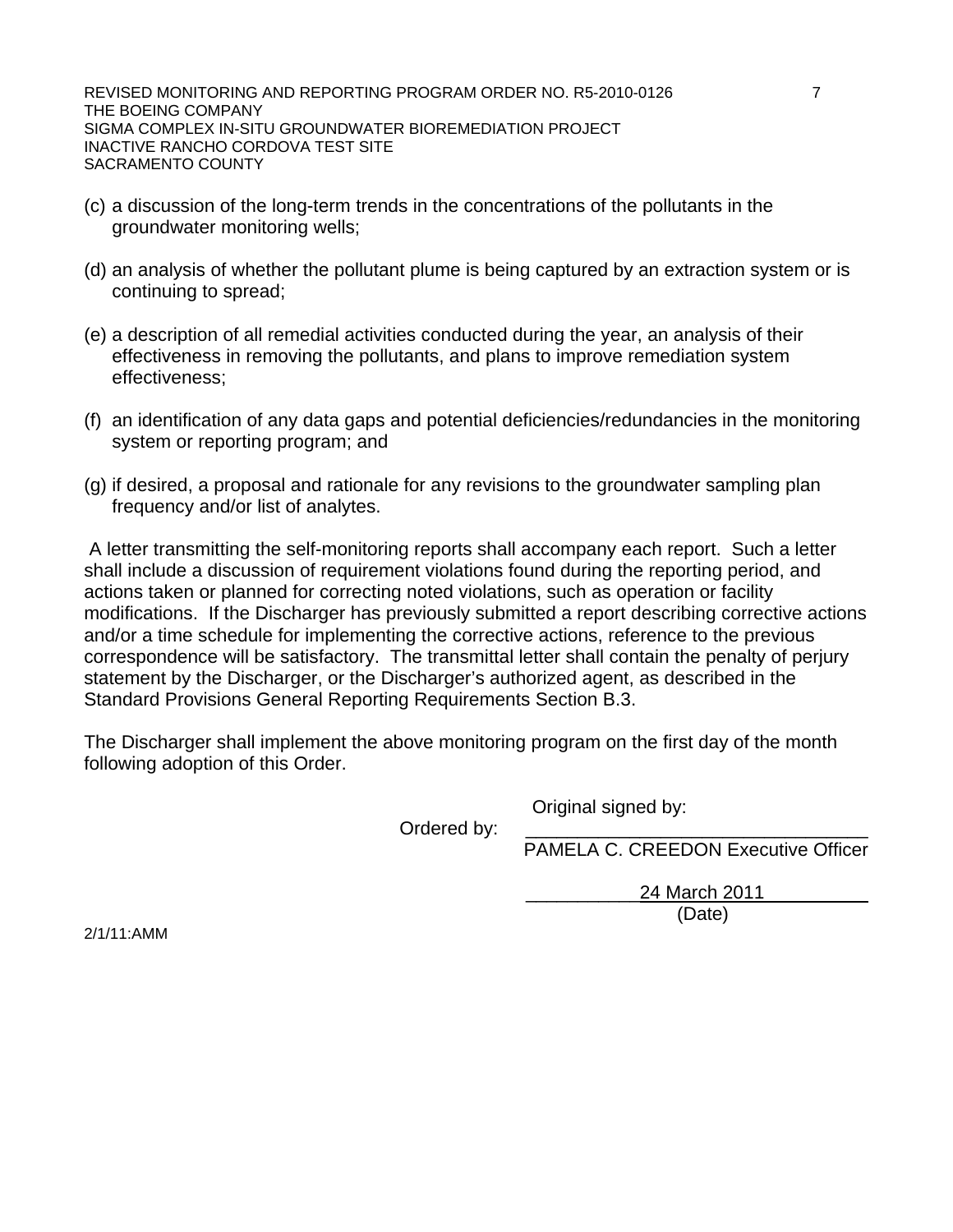(c) a discussion of the long-term trends in the concentrations of the pollutants in the groundwater monitoring wells;

(d) an analysis of whether the pollutant plume is being captured by an extraction system or is continuing to spread;

(e) a description of all remedial activities conducted during the year, an analysis of their effectiveness in removing the pollutants, and plans to improve remediation system effectiveness;

(f) an identification of any data gaps and potential deficiencies/redundancies in the monitoring system or reporting program; and

(g) if desired, a proposal and rationale for any revisions to the groundwater sampling plan frequency and/or list of analytes.

A letter transmitting the self-monitoring reports shall accompany each report. Such a letter shall include a discussion of requirement violations found during the reporting period, and actions taken or planned for correcting noted violations, such as operation or facility modifications. If the Discharger has previously submitted a report describing corrective actions and/or a time schedule for implementing the corrective actions, reference to the previous correspondence will be satisfactory. The transmittal letter shall contain the penalty of perjury statement by the Discharger, or the Discharger's authorized agent, as described in the Standard Provisions General Reporting Requirements Section B.3.

The Discharger shall implement the above monitoring program on the first day of the month following adoption of this Order.

Original signed by:

Ordered by: ________________________________
PAMELA C. CREEDON Executive Officer

24 March 2011
(Date)

2/1/11:AMM